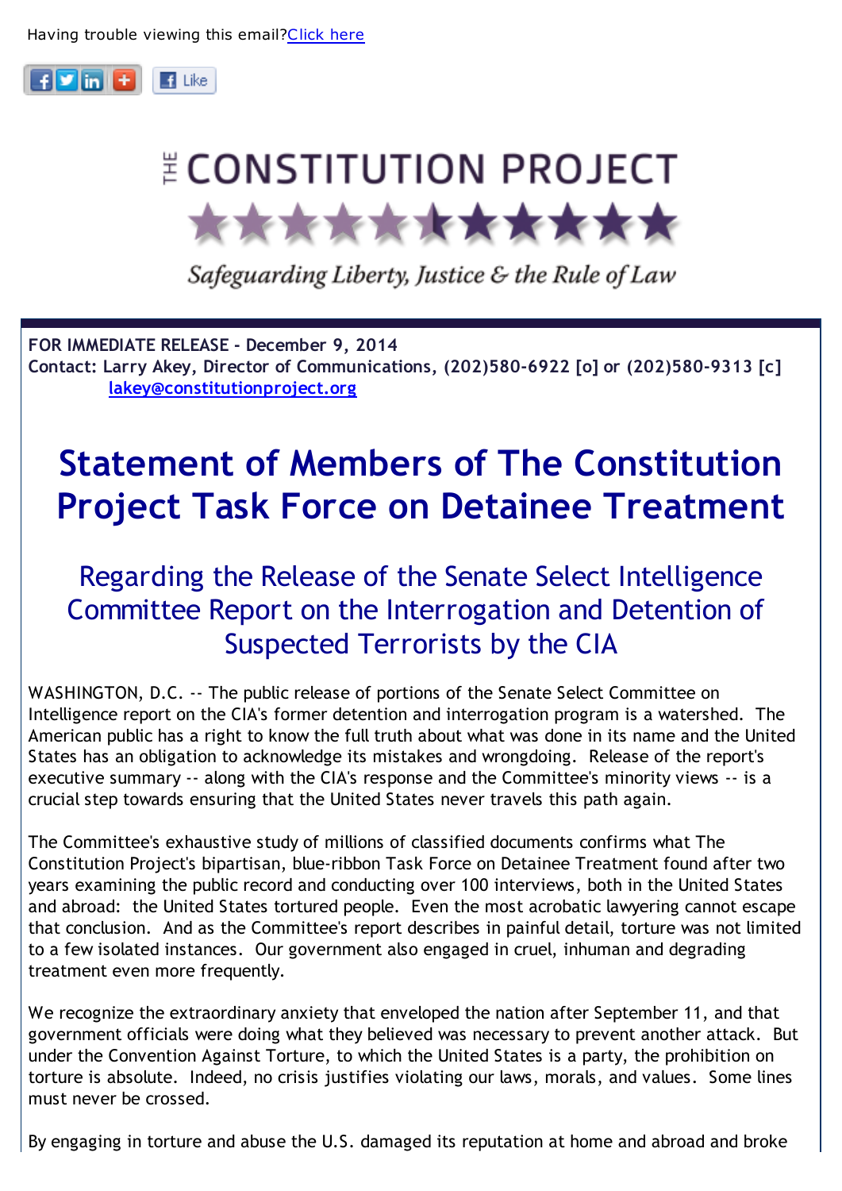Having trouble viewing this email? Click here

THE CONSTITUTION PROJECT

*Safeguarding Liberty, Justice & the Rule of Law*

**FOR IMMEDIATE RELEASE - December 9, 2014**
**Contact: Larry Akey, Director of Communications, (202)580-6922 [o] or (202)580-9313 [c]**
**lakey@constitutionproject.org**

# Statement of Members of The Constitution Project Task Force on Detainee Treatment

## Regarding the Release of the Senate Select Intelligence Committee Report on the Interrogation and Detention of Suspected Terrorists by the CIA

WASHINGTON, D.C. -- The public release of portions of the Senate Select Committee on Intelligence report on the CIA's former detention and interrogation program is a watershed. The American public has a right to know the full truth about what was done in its name and the United States has an obligation to acknowledge its mistakes and wrongdoing. Release of the report's executive summary -- along with the CIA's response and the Committee's minority views -- is a crucial step towards ensuring that the United States never travels this path again.

The Committee's exhaustive study of millions of classified documents confirms what The Constitution Project's bipartisan, blue-ribbon Task Force on Detainee Treatment found after two years examining the public record and conducting over 100 interviews, both in the United States and abroad: the United States tortured people. Even the most acrobatic lawyering cannot escape that conclusion. And as the Committee's report describes in painful detail, torture was not limited to a few isolated instances. Our government also engaged in cruel, inhuman and degrading treatment even more frequently.

We recognize the extraordinary anxiety that enveloped the nation after September 11, and that government officials were doing what they believed was necessary to prevent another attack. But under the Convention Against Torture, to which the United States is a party, the prohibition on torture is absolute. Indeed, no crisis justifies violating our laws, morals, and values. Some lines must never be crossed.

By engaging in torture and abuse the U.S. damaged its reputation at home and abroad and broke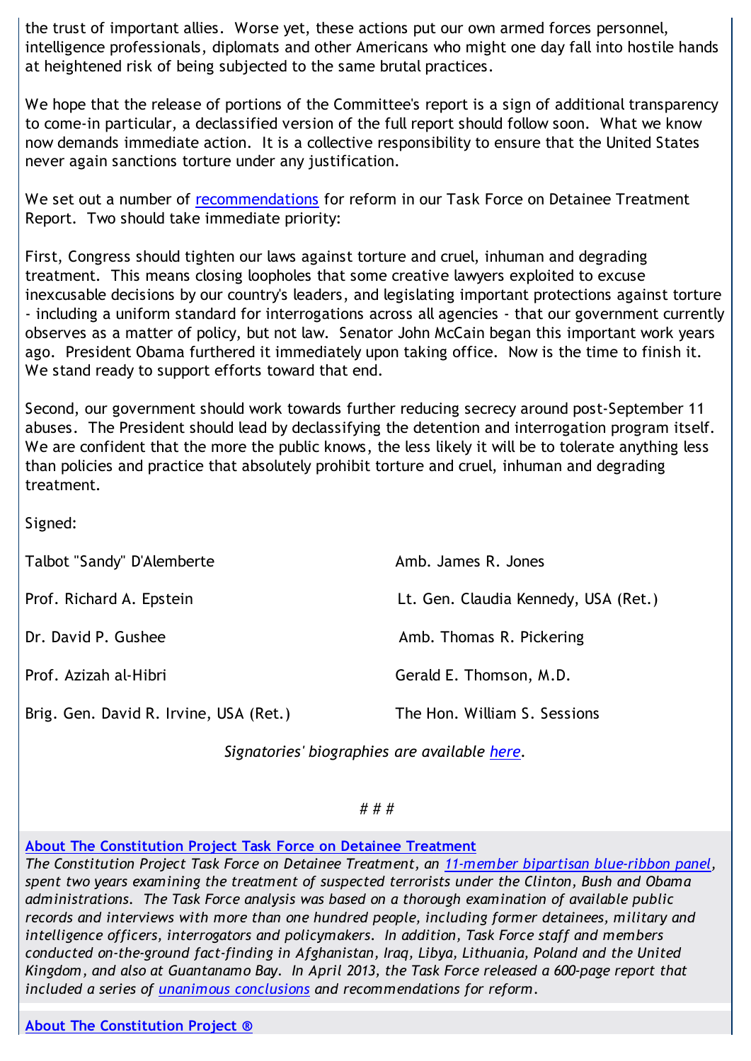the trust of important allies. Worse yet, these actions put our own armed forces personnel, intelligence professionals, diplomats and other Americans who might one day fall into hostile hands at heightened risk of being subjected to the same brutal practices.

We hope that the release of portions of the Committee's report is a sign of additional transparency to come-in particular, a declassified version of the full report should follow soon. What we know now demands immediate action. It is a collective responsibility to ensure that the United States never again sanctions torture under any justification.

We set out a number of recommendations for reform in our Task Force on Detainee Treatment Report. Two should take immediate priority:

First, Congress should tighten our laws against torture and cruel, inhuman and degrading treatment. This means closing loopholes that some creative lawyers exploited to excuse inexcusable decisions by our country's leaders, and legislating important protections against torture - including a uniform standard for interrogations across all agencies - that our government currently observes as a matter of policy, but not law. Senator John McCain began this important work years ago. President Obama furthered it immediately upon taking office. Now is the time to finish it. We stand ready to support efforts toward that end.

Second, our government should work towards further reducing secrecy around post-September 11 abuses. The President should lead by declassifying the detention and interrogation program itself. We are confident that the more the public knows, the less likely it will be to tolerate anything less than policies and practice that absolutely prohibit torture and cruel, inhuman and degrading treatment.

Signed:

Talbot "Sandy" D'Alemberte

Prof. Richard A. Epstein

Dr. David P. Gushee

Prof. Azizah al-Hibri

Brig. Gen. David R. Irvine, USA (Ret.)

Amb. James R. Jones

Lt. Gen. Claudia Kennedy, USA (Ret.)

Amb. Thomas R. Pickering

Gerald E. Thomson, M.D.

The Hon. William S. Sessions

*Signatories' biographies are available here.*

# # #

**About The Constitution Project Task Force on Detainee Treatment**

*The Constitution Project Task Force on Detainee Treatment, an 11-member bipartisan blue-ribbon panel, spent two years examining the treatment of suspected terrorists under the Clinton, Bush and Obama administrations. The Task Force analysis was based on a thorough examination of available public records and interviews with more than one hundred people, including former detainees, military and intelligence officers, interrogators and policymakers. In addition, Task Force staff and members conducted on-the-ground fact-finding in Afghanistan, Iraq, Libya, Lithuania, Poland and the United Kingdom, and also at Guantanamo Bay. In April 2013, the Task Force released a 600-page report that included a series of unanimous conclusions and recommendations for reform.*

**About The Constitution Project ®**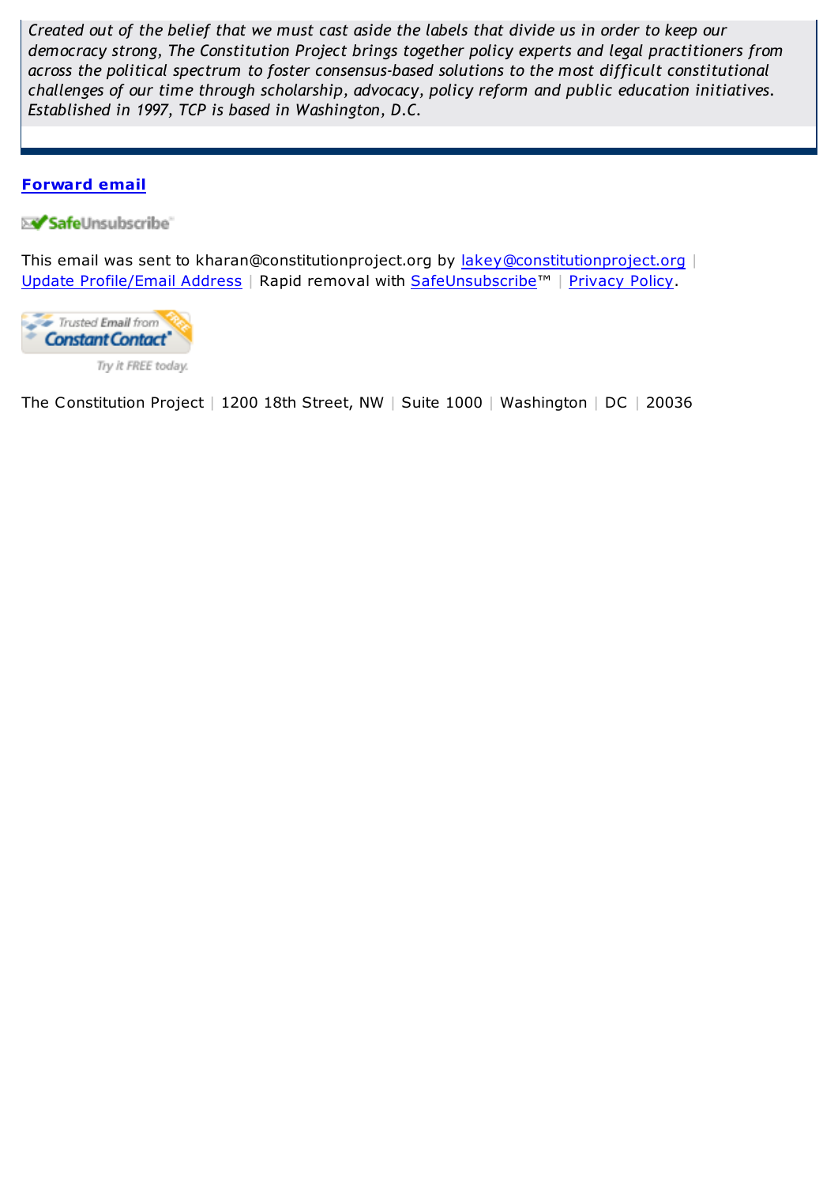*Created out of the belief that we must cast aside the labels that divide us in order to keep our democracy strong, The Constitution Project brings together policy experts and legal practitioners from across the political spectrum to foster consensus-based solutions to the most difficult constitutional challenges of our time through scholarship, advocacy, policy reform and public education initiatives. Established in 1997, TCP is based in Washington, D.C.*

**Forward email**

SafeUnsubscribe

This email was sent to kharan@constitutionproject.org by lakey@constitutionproject.org | Update Profile/Email Address | Rapid removal with SafeUnsubscribe™ | Privacy Policy.

Trusted Email from Constant Contact

Try it FREE today.

The Constitution Project | 1200 18th Street, NW | Suite 1000 | Washington | DC | 20036